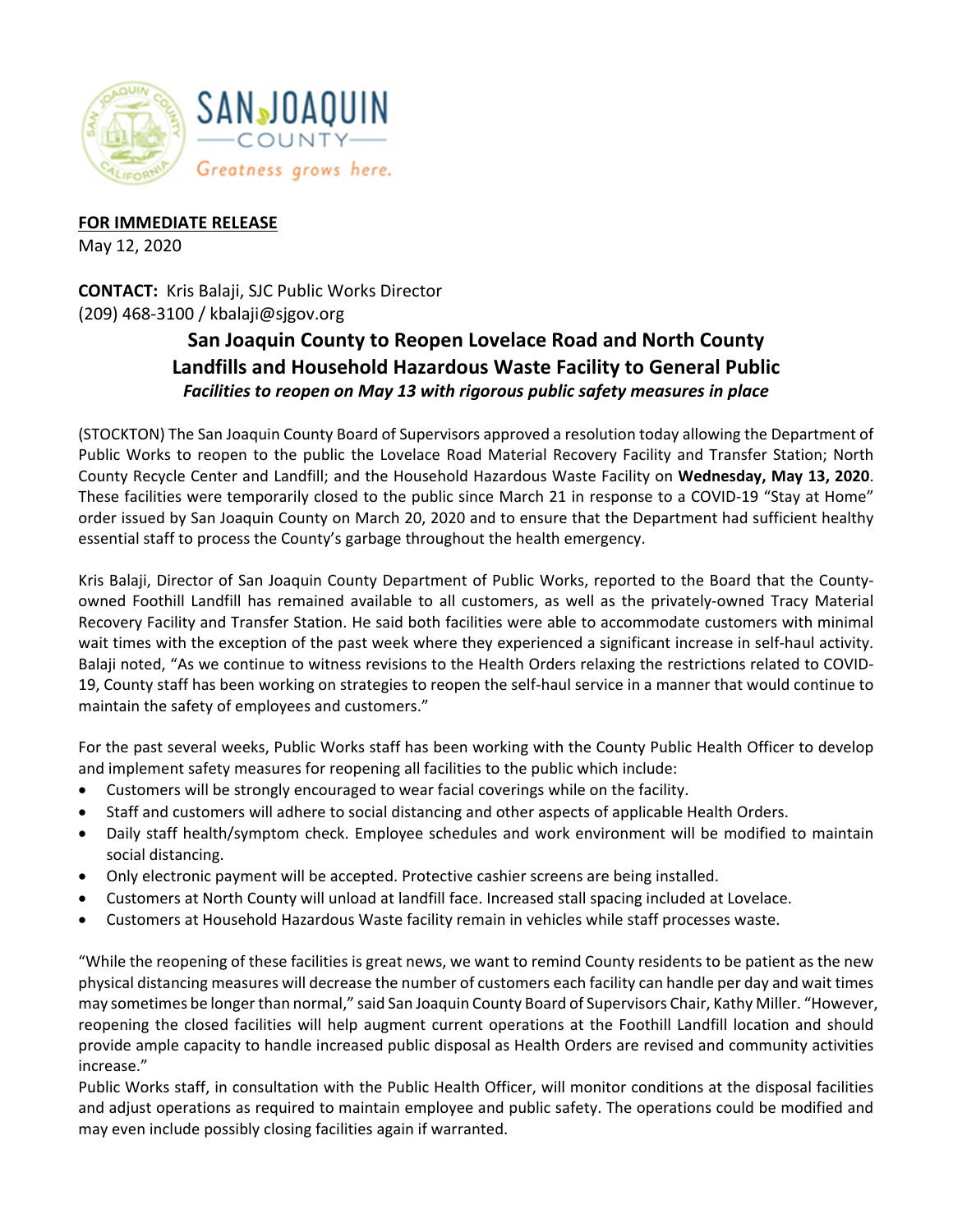**FOR IMMEDIATE RELEASE**
May 12, 2020

**CONTACT:** Kris Balaji, SJC Public Works Director
(209) 468-3100 / kbalaji@sjgov.org

# San Joaquin County to Reopen Lovelace Road and North County Landfills and Household Hazardous Waste Facility to General Public

***Facilities to reopen on May 13 with rigorous public safety measures in place***

(STOCKTON) The San Joaquin County Board of Supervisors approved a resolution today allowing the Department of Public Works to reopen to the public the Lovelace Road Material Recovery Facility and Transfer Station; North County Recycle Center and Landfill; and the Household Hazardous Waste Facility on **Wednesday, May 13, 2020**. These facilities were temporarily closed to the public since March 21 in response to a COVID-19 "Stay at Home" order issued by San Joaquin County on March 20, 2020 and to ensure that the Department had sufficient healthy essential staff to process the County's garbage throughout the health emergency.

Kris Balaji, Director of San Joaquin County Department of Public Works, reported to the Board that the County-owned Foothill Landfill has remained available to all customers, as well as the privately-owned Tracy Material Recovery Facility and Transfer Station. He said both facilities were able to accommodate customers with minimal wait times with the exception of the past week where they experienced a significant increase in self-haul activity. Balaji noted, "As we continue to witness revisions to the Health Orders relaxing the restrictions related to COVID-19, County staff has been working on strategies to reopen the self-haul service in a manner that would continue to maintain the safety of employees and customers."

For the past several weeks, Public Works staff has been working with the County Public Health Officer to develop and implement safety measures for reopening all facilities to the public which include:

- Customers will be strongly encouraged to wear facial coverings while on the facility.
- Staff and customers will adhere to social distancing and other aspects of applicable Health Orders.
- Daily staff health/symptom check. Employee schedules and work environment will be modified to maintain social distancing.
- Only electronic payment will be accepted. Protective cashier screens are being installed.
- Customers at North County will unload at landfill face. Increased stall spacing included at Lovelace.
- Customers at Household Hazardous Waste facility remain in vehicles while staff processes waste.

"While the reopening of these facilities is great news, we want to remind County residents to be patient as the new physical distancing measures will decrease the number of customers each facility can handle per day and wait times may sometimes be longer than normal," said San Joaquin County Board of Supervisors Chair, Kathy Miller. "However, reopening the closed facilities will help augment current operations at the Foothill Landfill location and should provide ample capacity to handle increased public disposal as Health Orders are revised and community activities increase."

Public Works staff, in consultation with the Public Health Officer, will monitor conditions at the disposal facilities and adjust operations as required to maintain employee and public safety. The operations could be modified and may even include possibly closing facilities again if warranted.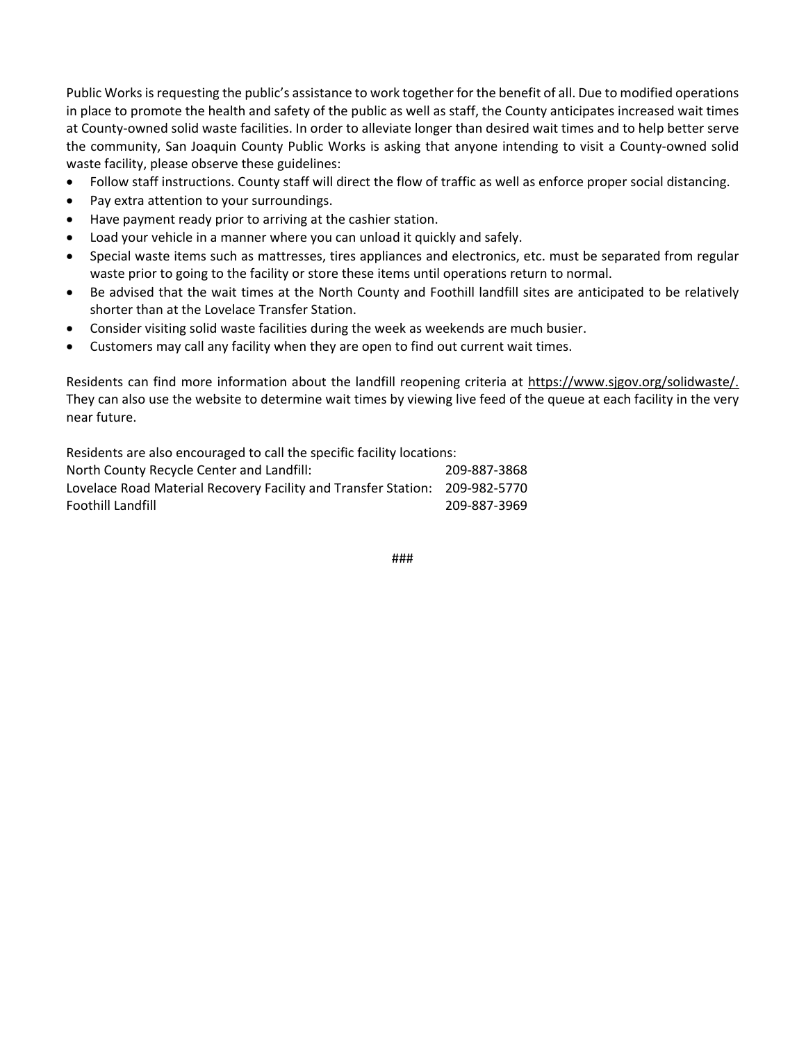Public Works is requesting the public's assistance to work together for the benefit of all. Due to modified operations in place to promote the health and safety of the public as well as staff, the County anticipates increased wait times at County-owned solid waste facilities. In order to alleviate longer than desired wait times and to help better serve the community, San Joaquin County Public Works is asking that anyone intending to visit a County-owned solid waste facility, please observe these guidelines:

- Follow staff instructions. County staff will direct the flow of traffic as well as enforce proper social distancing.
- Pay extra attention to your surroundings.
- Have payment ready prior to arriving at the cashier station.
- Load your vehicle in a manner where you can unload it quickly and safely.
- Special waste items such as mattresses, tires appliances and electronics, etc. must be separated from regular waste prior to going to the facility or store these items until operations return to normal.
- Be advised that the wait times at the North County and Foothill landfill sites are anticipated to be relatively shorter than at the Lovelace Transfer Station.
- Consider visiting solid waste facilities during the week as weekends are much busier.
- Customers may call any facility when they are open to find out current wait times.

Residents can find more information about the landfill reopening criteria at https://www.sjgov.org/solidwaste/. They can also use the website to determine wait times by viewing live feed of the queue at each facility in the very near future.

Residents are also encouraged to call the specific facility locations:

| | |
|---|---|
| North County Recycle Center and Landfill: | 209-887-3868 |
| Lovelace Road Material Recovery Facility and Transfer Station: | 209-982-5770 |
| Foothill Landfill | 209-887-3969 |

###